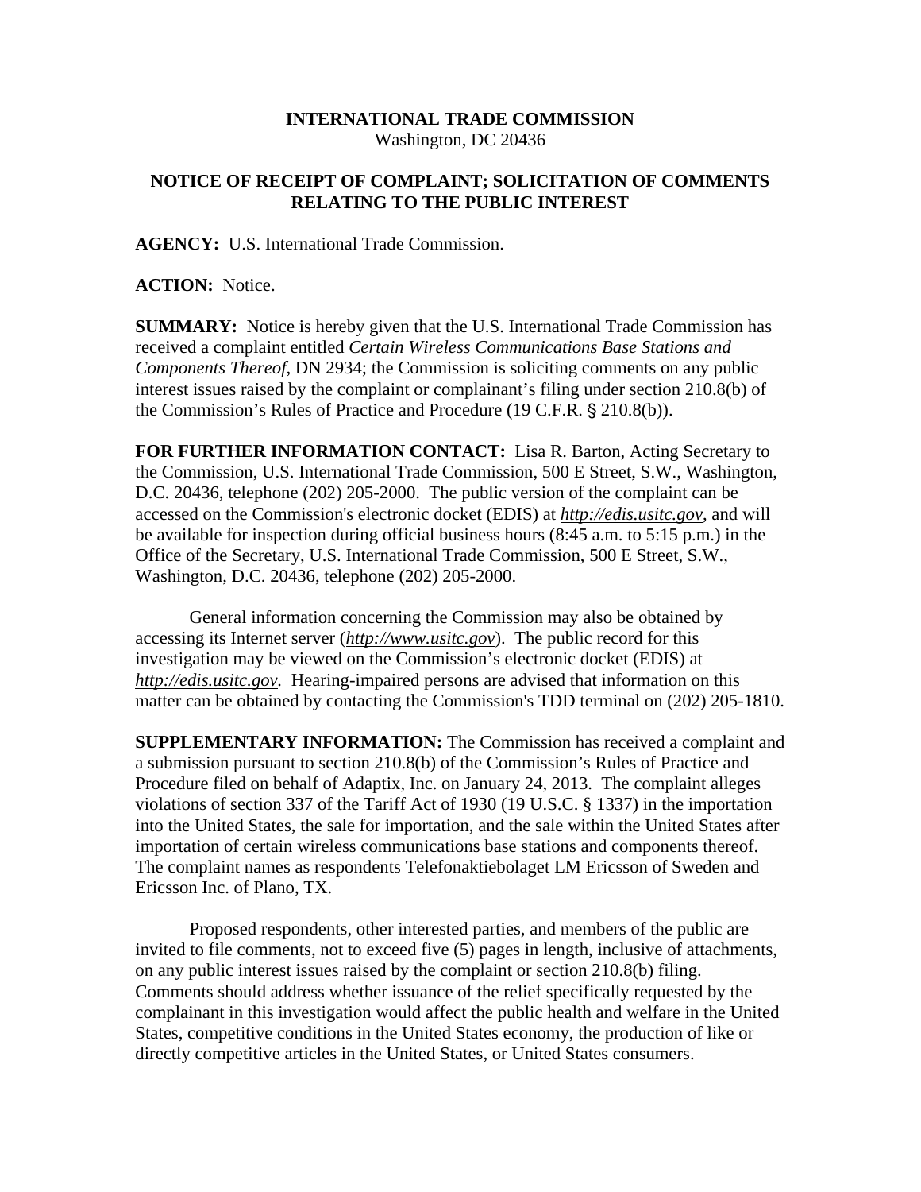**INTERNATIONAL TRADE COMMISSION**
Washington, DC 20436

**NOTICE OF RECEIPT OF COMPLAINT; SOLICITATION OF COMMENTS RELATING TO THE PUBLIC INTEREST**

**AGENCY:** U.S. International Trade Commission.

**ACTION:** Notice.

**SUMMARY:** Notice is hereby given that the U.S. International Trade Commission has received a complaint entitled *Certain Wireless Communications Base Stations and Components Thereof,* DN 2934; the Commission is soliciting comments on any public interest issues raised by the complaint or complainant's filing under section 210.8(b) of the Commission's Rules of Practice and Procedure (19 C.F.R. § 210.8(b)).

**FOR FURTHER INFORMATION CONTACT:** Lisa R. Barton, Acting Secretary to the Commission, U.S. International Trade Commission, 500 E Street, S.W., Washington, D.C. 20436, telephone (202) 205-2000. The public version of the complaint can be accessed on the Commission's electronic docket (EDIS) at *http://edis.usitc.gov*, and will be available for inspection during official business hours (8:45 a.m. to 5:15 p.m.) in the Office of the Secretary, U.S. International Trade Commission, 500 E Street, S.W., Washington, D.C. 20436, telephone (202) 205-2000.

General information concerning the Commission may also be obtained by accessing its Internet server (*http://www.usitc.gov*). The public record for this investigation may be viewed on the Commission's electronic docket (EDIS) at *http://edis.usitc.gov.* Hearing-impaired persons are advised that information on this matter can be obtained by contacting the Commission's TDD terminal on (202) 205-1810.

**SUPPLEMENTARY INFORMATION:** The Commission has received a complaint and a submission pursuant to section 210.8(b) of the Commission's Rules of Practice and Procedure filed on behalf of Adaptix, Inc. on January 24, 2013. The complaint alleges violations of section 337 of the Tariff Act of 1930 (19 U.S.C. § 1337) in the importation into the United States, the sale for importation, and the sale within the United States after importation of certain wireless communications base stations and components thereof. The complaint names as respondents Telefonaktiebolaget LM Ericsson of Sweden and Ericsson Inc. of Plano, TX.

Proposed respondents, other interested parties, and members of the public are invited to file comments, not to exceed five (5) pages in length, inclusive of attachments, on any public interest issues raised by the complaint or section 210.8(b) filing. Comments should address whether issuance of the relief specifically requested by the complainant in this investigation would affect the public health and welfare in the United States, competitive conditions in the United States economy, the production of like or directly competitive articles in the United States, or United States consumers.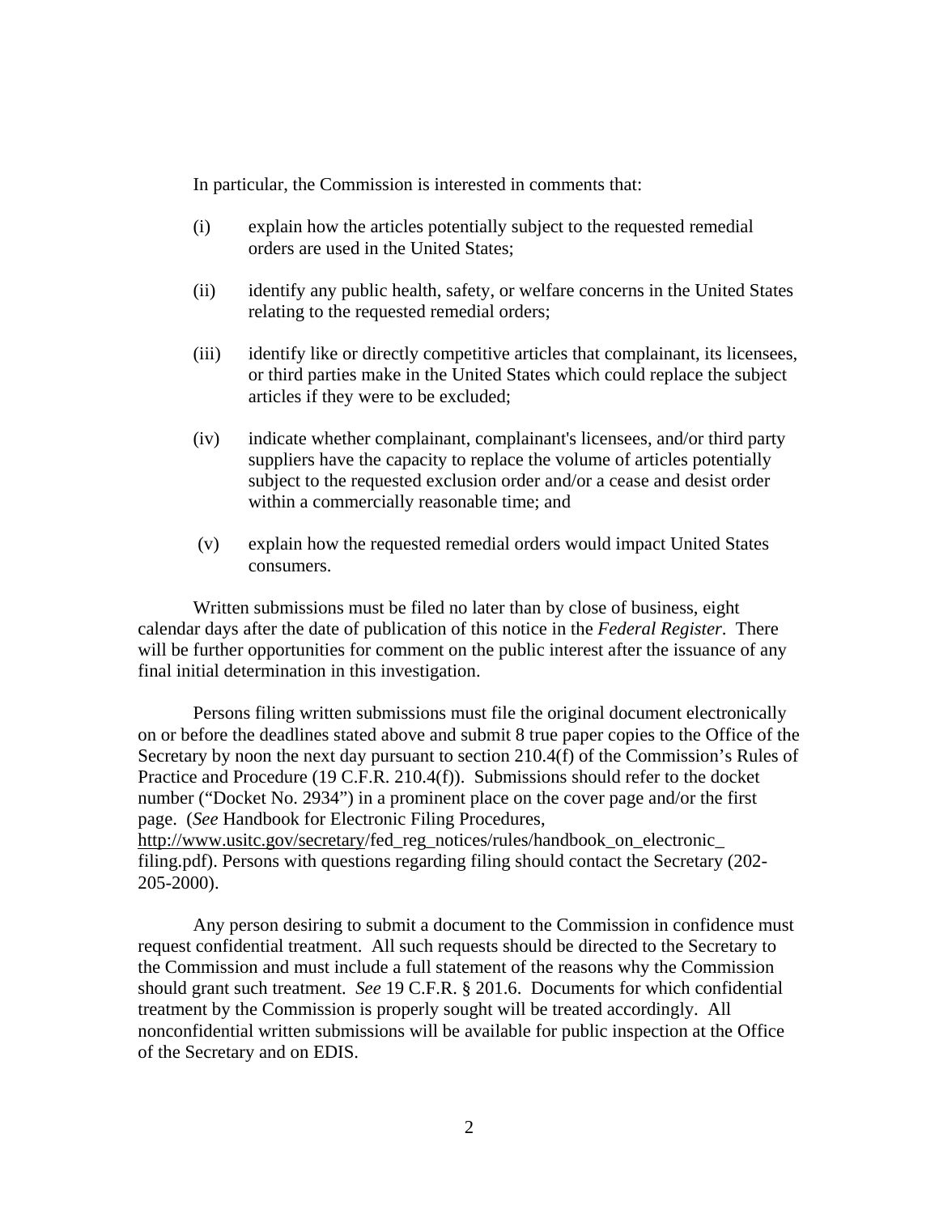In particular, the Commission is interested in comments that:

(i) explain how the articles potentially subject to the requested remedial orders are used in the United States;

(ii) identify any public health, safety, or welfare concerns in the United States relating to the requested remedial orders;

(iii) identify like or directly competitive articles that complainant, its licensees, or third parties make in the United States which could replace the subject articles if they were to be excluded;

(iv) indicate whether complainant, complainant's licensees, and/or third party suppliers have the capacity to replace the volume of articles potentially subject to the requested exclusion order and/or a cease and desist order within a commercially reasonable time; and

(v) explain how the requested remedial orders would impact United States consumers.

Written submissions must be filed no later than by close of business, eight calendar days after the date of publication of this notice in the *Federal Register*. There will be further opportunities for comment on the public interest after the issuance of any final initial determination in this investigation.

Persons filing written submissions must file the original document electronically on or before the deadlines stated above and submit 8 true paper copies to the Office of the Secretary by noon the next day pursuant to section 210.4(f) of the Commission's Rules of Practice and Procedure (19 C.F.R. 210.4(f)). Submissions should refer to the docket number ("Docket No. 2934") in a prominent place on the cover page and/or the first page. (*See* Handbook for Electronic Filing Procedures, http://www.usitc.gov/secretary/fed_reg_notices/rules/handbook_on_electronic_filing.pdf). Persons with questions regarding filing should contact the Secretary (202-205-2000).

Any person desiring to submit a document to the Commission in confidence must request confidential treatment. All such requests should be directed to the Secretary to the Commission and must include a full statement of the reasons why the Commission should grant such treatment. *See* 19 C.F.R. § 201.6. Documents for which confidential treatment by the Commission is properly sought will be treated accordingly. All nonconfidential written submissions will be available for public inspection at the Office of the Secretary and on EDIS.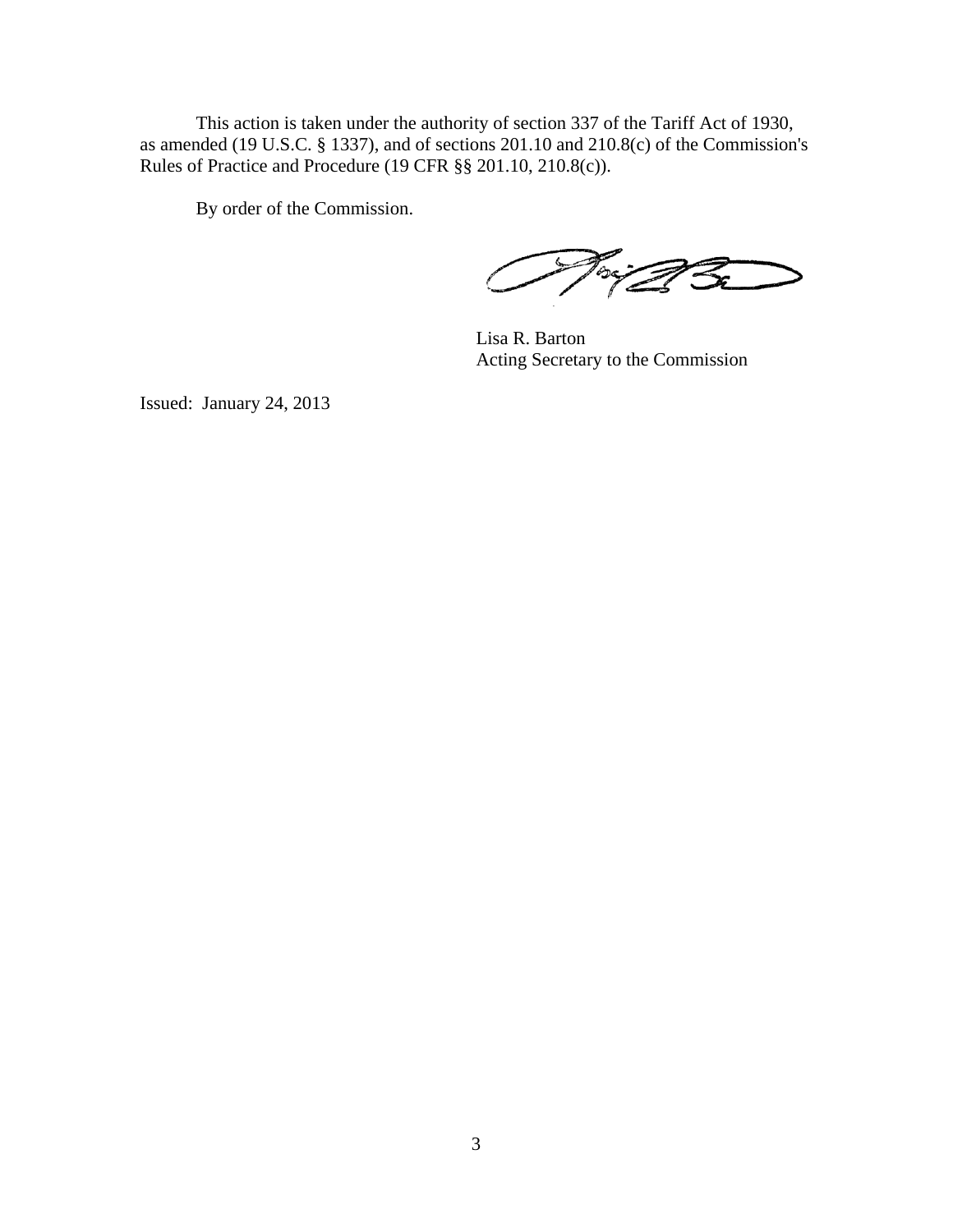This action is taken under the authority of section 337 of the Tariff Act of 1930, as amended (19 U.S.C. § 1337), and of sections 201.10 and 210.8(c) of the Commission's Rules of Practice and Procedure (19 CFR §§ 201.10, 210.8(c)).

By order of the Commission.

Lisa R. Barton
Acting Secretary to the Commission

Issued: January 24, 2013